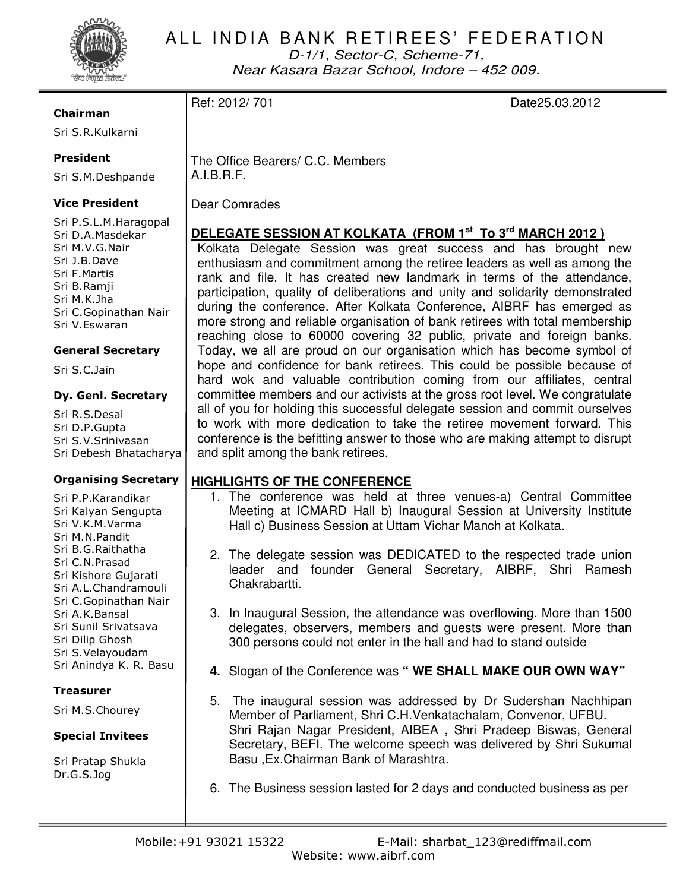# ALL INDIA BANK RETIREES' FEDERATION

*D-1/1, Sector-C, Scheme-71,*
*Near Kasara Bazar School, Indore – 452 009.*

"सेवा निवृत्त हितेश"

**Chairman**
Sri S.R.Kulkarni

**President**
Sri S.M.Deshpande

**Vice President**
Sri P.S.L.M.Haragopal
Sri D.A.Masdekar
Sri M.V.G.Nair
Sri J.B.Dave
Sri F.Martis
Sri B.Ramji
Sri M.K.Jha
Sri C.Gopinathan Nair
Sri V.Eswaran

**General Secretary**
Sri S.C.Jain

**Dy. Genl. Secretary**
Sri R.S.Desai
Sri D.P.Gupta
Sri S.V.Srinivasan
Sri Debesh Bhatacharya

**Organising Secretary**
Sri P.P.Karandikar
Sri Kalyan Sengupta
Sri V.K.M.Varma
Sri M.N.Pandit
Sri B.G.Raithatha
Sri C.N.Prasad
Sri Kishore Gujarati
Sri A.L.Chandramouli
Sri C.Gopinathan Nair
Sri A.K.Bansal
Sri Sunil Srivatsava
Sri Dilip Ghosh
Sri S.Velayoudam
Sri Anindya K. R. Basu

**Treasurer**
Sri M.S.Chourey

**Special Invitees**
Sri Pratap Shukla
Dr.G.S.Jog

---

Ref: 2012/ 701 Date25.03.2012

The Office Bearers/ C.C. Members
A.I.B.R.F.

Dear Comrades

**DELEGATE SESSION AT KOLKATA (FROM 1st To 3rd MARCH 2012 )**

Kolkata Delegate Session was great success and has brought new enthusiasm and commitment among the retiree leaders as well as among the rank and file. It has created new landmark in terms of the attendance, participation, quality of deliberations and unity and solidarity demonstrated during the conference. After Kolkata Conference, AIBRF has emerged as more strong and reliable organisation of bank retirees with total membership reaching close to 60000 covering 32 public, private and foreign banks. Today, we all are proud on our organisation which has become symbol of hope and confidence for bank retirees. This could be possible because of hard wok and valuable contribution coming from our affiliates, central committee members and our activists at the gross root level. We congratulate all of you for holding this successful delegate session and commit ourselves to work with more dedication to take the retiree movement forward. This conference is the befitting answer to those who are making attempt to disrupt and split among the bank retirees.

**HIGHLIGHTS OF THE CONFERENCE**

1. The conference was held at three venues-a) Central Committee Meeting at ICMARD Hall b) Inaugural Session at University Institute Hall c) Business Session at Uttam Vichar Manch at Kolkata.

2. The delegate session was DEDICATED to the respected trade union leader and founder General Secretary, AIBRF, Shri Ramesh Chakrabartti.

3. In Inaugural Session, the attendance was overflowing. More than 1500 delegates, observers, members and guests were present. More than 300 persons could not enter in the hall and had to stand outside

4. Slogan of the Conference was **" WE SHALL MAKE OUR OWN WAY"**

5. The inaugural session was addressed by Dr Sudershan Nachhipan Member of Parliament, Shri C.H.Venkatachalam, Convenor, UFBU. Shri Rajan Nagar President, AIBEA , Shri Pradeep Biswas, General Secretary, BEFI. The welcome speech was delivered by Shri Sukumal Basu ,Ex.Chairman Bank of Marashtra.

6. The Business session lasted for 2 days and conducted business as per

---

Mobile:+91 93021 15322 E-Mail: sharbat_123@rediffmail.com
Website: www.aibrf.com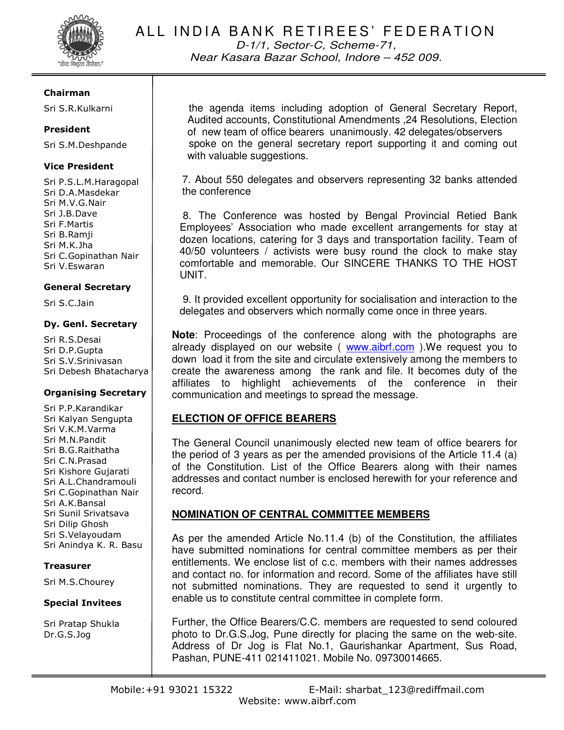# ALL INDIA BANK RETIREES' FEDERATION

*D-1/1, Sector-C, Scheme-71,*
*Near Kasara Bazar School, Indore – 452 009.*

**Chairman**
Sri S.R.Kulkarni

**President**
Sri S.M.Deshpande

**Vice President**
Sri P.S.L.M.Haragopal
Sri D.A.Masdekar
Sri M.V.G.Nair
Sri J.B.Dave
Sri F.Martis
Sri B.Ramji
Sri M.K.Jha
Sri C.Gopinathan Nair
Sri V.Eswaran

**General Secretary**
Sri S.C.Jain

**Dy. Genl. Secretary**
Sri R.S.Desai
Sri D.P.Gupta
Sri S.V.Srinivasan
Sri Debesh Bhatacharya

**Organising Secretary**
Sri P.P.Karandikar
Sri Kalyan Sengupta
Sri V.K.M.Varma
Sri M.N.Pandit
Sri B.G.Raithatha
Sri C.N.Prasad
Sri Kishore Gujarati
Sri A.L.Chandramouli
Sri C.Gopinathan Nair
Sri A.K.Bansal
Sri Sunil Srivatsava
Sri Dilip Ghosh
Sri S.Velayoudam
Sri Anindya K. R. Basu

**Treasurer**
Sri M.S.Chourey

**Special Invitees**
Sri Pratap Shukla
Dr.G.S.Jog

the agenda items including adoption of General Secretary Report, Audited accounts, Constitutional Amendments ,24 Resolutions, Election of new team of office bearers unanimously. 42 delegates/observers spoke on the general secretary report supporting it and coming out with valuable suggestions.

7. About 550 delegates and observers representing 32 banks attended the conference

8. The Conference was hosted by Bengal Provincial Retied Bank Employees' Association who made excellent arrangements for stay at dozen locations, catering for 3 days and transportation facility. Team of 40/50 volunteers / activists were busy round the clock to make stay comfortable and memorable. Our SINCERE THANKS TO THE HOST UNIT.

9. It provided excellent opportunity for socialisation and interaction to the delegates and observers which normally come once in three years.

**Note**: Proceedings of the conference along with the photographs are already displayed on our website ( www.aibrf.com ).We request you to down load it from the site and circulate extensively among the members to create the awareness among the rank and file. It becomes duty of the affiliates to highlight achievements of the conference in their communication and meetings to spread the message.

## ELECTION OF OFFICE BEARERS

The General Council unanimously elected new team of office bearers for the period of 3 years as per the amended provisions of the Article 11.4 (a) of the Constitution. List of the Office Bearers along with their names addresses and contact number is enclosed herewith for your reference and record.

## NOMINATION OF CENTRAL COMMITTEE MEMBERS

As per the amended Article No.11.4 (b) of the Constitution, the affiliates have submitted nominations for central committee members as per their entitlements. We enclose list of c.c. members with their names addresses and contact no. for information and record. Some of the affiliates have still not submitted nominations. They are requested to send it urgently to enable us to constitute central committee in complete form.

Further, the Office Bearers/C.C. members are requested to send coloured photo to Dr.G.S.Jog, Pune directly for placing the same on the web-site. Address of Dr Jog is Flat No.1, Gaurishankar Apartment, Sus Road, Pashan, PUNE-411 021411021. Mobile No. 09730014665.

Mobile:+91 93021 15322 E-Mail: sharbat_123@rediffmail.com
Website: www.aibrf.com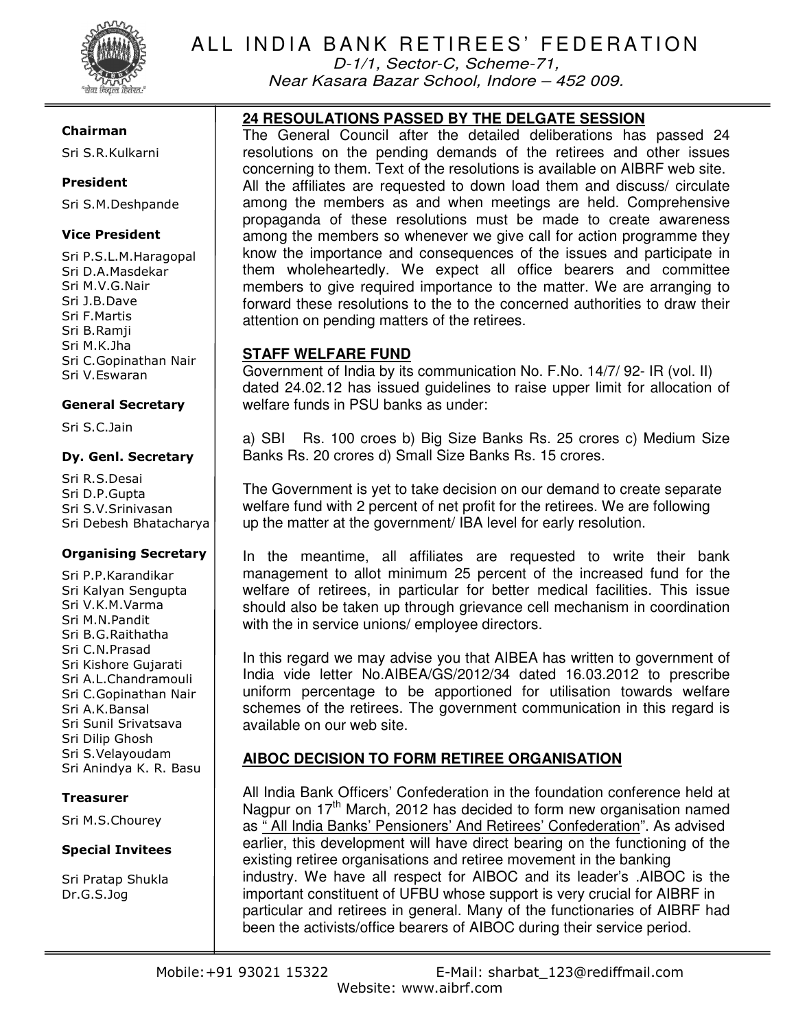# ALL INDIA BANK RETIREES' FEDERATION

D-1/1, Sector-C, Scheme-71,
Near Kasara Bazar School, Indore – 452 009.

**Chairman**

Sri S.R.Kulkarni

**President**

Sri S.M.Deshpande

**Vice President**

Sri P.S.L.M.Haragopal
Sri D.A.Masdekar
Sri M.V.G.Nair
Sri J.B.Dave
Sri F.Martis
Sri B.Ramji
Sri M.K.Jha
Sri C.Gopinathan Nair
Sri V.Eswaran

**General Secretary**

Sri S.C.Jain

**Dy. Genl. Secretary**

Sri R.S.Desai
Sri D.P.Gupta
Sri S.V.Srinivasan
Sri Debesh Bhatacharya

**Organising Secretary**

Sri P.P.Karandikar
Sri Kalyan Sengupta
Sri V.K.M.Varma
Sri M.N.Pandit
Sri B.G.Raithatha
Sri C.N.Prasad
Sri Kishore Gujarati
Sri A.L.Chandramouli
Sri C.Gopinathan Nair
Sri A.K.Bansal
Sri Sunil Srivatsava
Sri Dilip Ghosh
Sri S.Velayoudam
Sri Anindya K. R. Basu

**Treasurer**

Sri M.S.Chourey

**Special Invitees**

Sri Pratap Shukla
Dr.G.S.Jog

## 24 RESOULATIONS PASSED BY THE DELGATE SESSION

The General Council after the detailed deliberations has passed 24 resolutions on the pending demands of the retirees and other issues concerning to them. Text of the resolutions is available on AIBRF web site. All the affiliates are requested to down load them and discuss/ circulate among the members as and when meetings are held. Comprehensive propaganda of these resolutions must be made to create awareness among the members so whenever we give call for action programme they know the importance and consequences of the issues and participate in them wholeheartedly. We expect all office bearers and committee members to give required importance to the matter. We are arranging to forward these resolutions to the to the concerned authorities to draw their attention on pending matters of the retirees.

## STAFF WELFARE FUND

Government of India by its communication No. F.No. 14/7/ 92- IR (vol. II) dated 24.02.12 has issued guidelines to raise upper limit for allocation of welfare funds in PSU banks as under:

a) SBI  Rs. 100 croes b) Big Size Banks Rs. 25 crores c) Medium Size Banks Rs. 20 crores d) Small Size Banks Rs. 15 crores.

The Government is yet to take decision on our demand to create separate welfare fund with 2 percent of net profit for the retirees. We are following up the matter at the government/ IBA level for early resolution.

In the meantime, all affiliates are requested to write their bank management to allot minimum 25 percent of the increased fund for the welfare of retirees, in particular for better medical facilities. This issue should also be taken up through grievance cell mechanism in coordination with the in service unions/ employee directors.

In this regard we may advise you that AIBEA has written to government of India vide letter No.AIBEA/GS/2012/34 dated 16.03.2012 to prescribe uniform percentage to be apportioned for utilisation towards welfare schemes of the retirees. The government communication in this regard is available on our web site.

## AIBOC DECISION TO FORM RETIREE ORGANISATION

All India Bank Officers' Confederation in the foundation conference held at Nagpur on 17th March, 2012 has decided to form new organisation named as "All India Banks' Pensioners' And Retirees' Confederation". As advised earlier, this development will have direct bearing on the functioning of the existing retiree organisations and retiree movement in the banking industry. We have all respect for AIBOC and its leader's .AIBOC is the important constituent of UFBU whose support is very crucial for AIBRF in particular and retirees in general. Many of the functionaries of AIBRF had been the activists/office bearers of AIBOC during their service period.

Mobile:+91 93021 15322    E-Mail: sharbat_123@rediffmail.com
Website: www.aibrf.com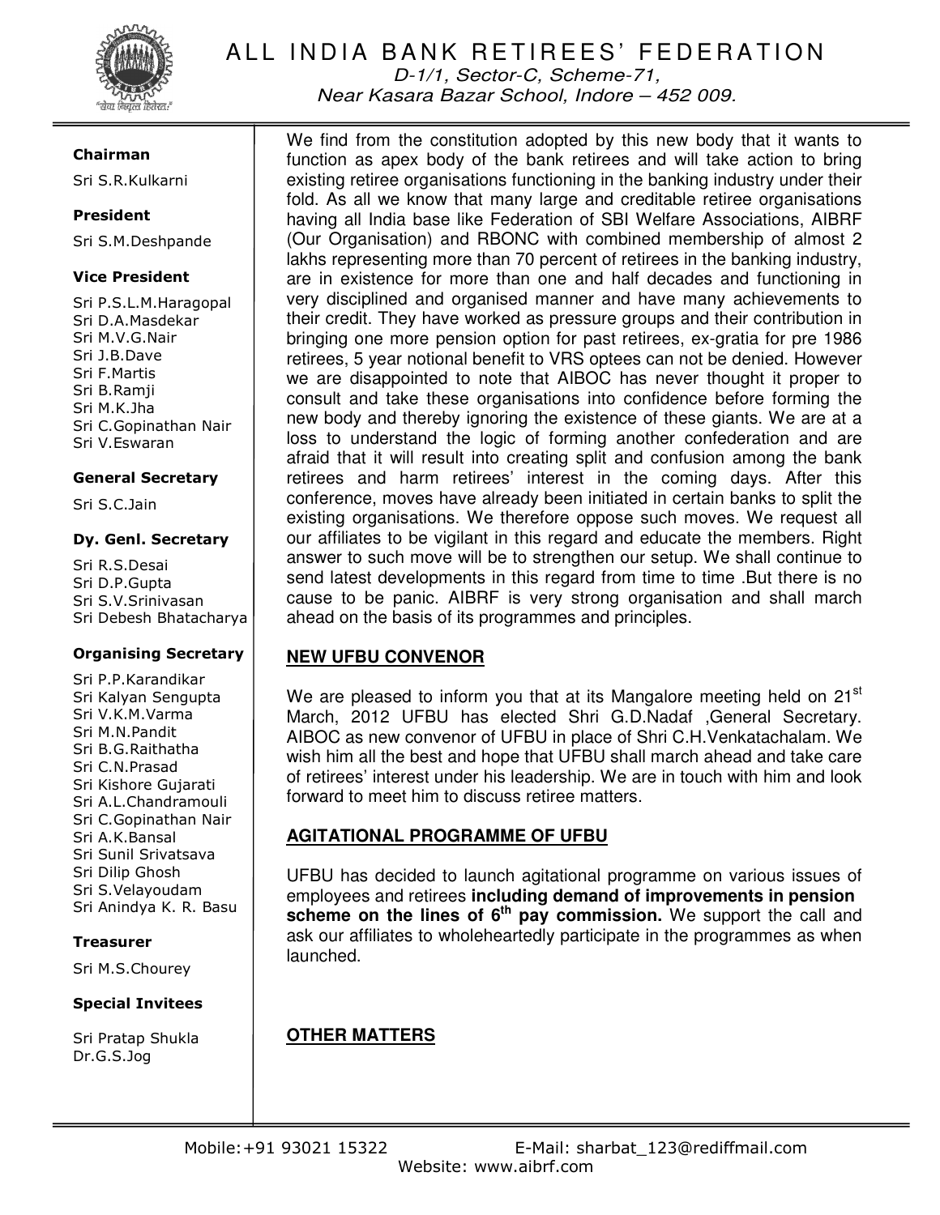# ALL INDIA BANK RETIREES' FEDERATION

*D-1/1, Sector-C, Scheme-71,*
*Near Kasara Bazar School, Indore – 452 009.*

**Chairman**
Sri S.R.Kulkarni

**President**
Sri S.M.Deshpande

**Vice President**
Sri P.S.L.M.Haragopal
Sri D.A.Masdekar
Sri M.V.G.Nair
Sri J.B.Dave
Sri F.Martis
Sri B.Ramji
Sri M.K.Jha
Sri C.Gopinathan Nair
Sri V.Eswaran

**General Secretary**
Sri S.C.Jain

**Dy. Genl. Secretary**
Sri R.S.Desai
Sri D.P.Gupta
Sri S.V.Srinivasan
Sri Debesh Bhatacharya

**Organising Secretary**
Sri P.P.Karandikar
Sri Kalyan Sengupta
Sri V.K.M.Varma
Sri M.N.Pandit
Sri B.G.Raithatha
Sri C.N.Prasad
Sri Kishore Gujarati
Sri A.L.Chandramouli
Sri C.Gopinathan Nair
Sri A.K.Bansal
Sri Sunil Srivatsava
Sri Dilip Ghosh
Sri S.Velayoudam
Sri Anindya K. R. Basu

**Treasurer**
Sri M.S.Chourey

**Special Invitees**
Sri Pratap Shukla
Dr.G.S.Jog

We find from the constitution adopted by this new body that it wants to function as apex body of the bank retirees and will take action to bring existing retiree organisations functioning in the banking industry under their fold. As all we know that many large and creditable retiree organisations having all India base like Federation of SBI Welfare Associations, AIBRF (Our Organisation) and RBONC with combined membership of almost 2 lakhs representing more than 70 percent of retirees in the banking industry, are in existence for more than one and half decades and functioning in very disciplined and organised manner and have many achievements to their credit. They have worked as pressure groups and their contribution in bringing one more pension option for past retirees, ex-gratia for pre 1986 retirees, 5 year notional benefit to VRS optees can not be denied. However we are disappointed to note that AIBOC has never thought it proper to consult and take these organisations into confidence before forming the new body and thereby ignoring the existence of these giants. We are at a loss to understand the logic of forming another confederation and are afraid that it will result into creating split and confusion among the bank retirees and harm retirees' interest in the coming days. After this conference, moves have already been initiated in certain banks to split the existing organisations. We therefore oppose such moves. We request all our affiliates to be vigilant in this regard and educate the members. Right answer to such move will be to strengthen our setup. We shall continue to send latest developments in this regard from time to time .But there is no cause to be panic. AIBRF is very strong organisation and shall march ahead on the basis of its programmes and principles.

## NEW UFBU CONVENOR

We are pleased to inform you that at its Mangalore meeting held on 21st March, 2012 UFBU has elected Shri G.D.Nadaf ,General Secretary. AIBOC as new convenor of UFBU in place of Shri C.H.Venkatachalam. We wish him all the best and hope that UFBU shall march ahead and take care of retirees' interest under his leadership. We are in touch with him and look forward to meet him to discuss retiree matters.

## AGITATIONAL PROGRAMME OF UFBU

UFBU has decided to launch agitational programme on various issues of employees and retirees **including demand of improvements in pension scheme on the lines of 6th pay commission.** We support the call and ask our affiliates to wholeheartedly participate in the programmes as when launched.

## OTHER MATTERS

Mobile:+91 93021 15322 E-Mail: sharbat_123@rediffmail.com
Website: www.aibrf.com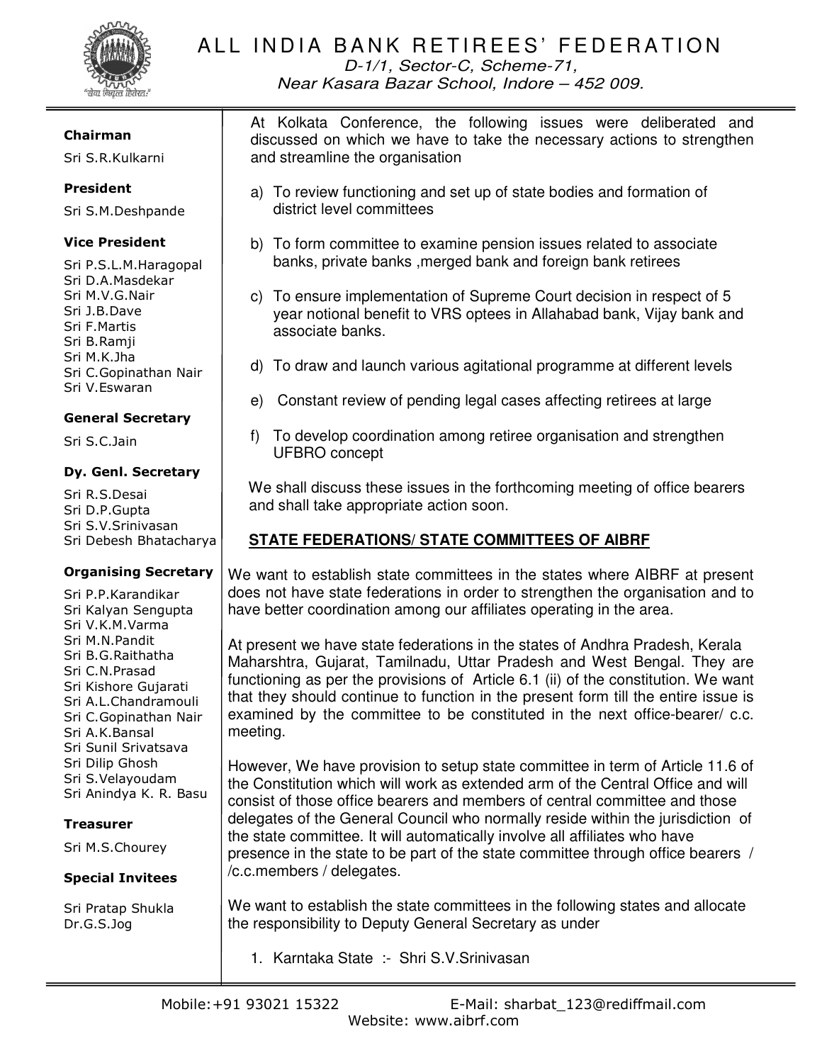# ALL INDIA BANK RETIREES' FEDERATION

*D-1/1, Sector-C, Scheme-71,*
*Near Kasara Bazar School, Indore – 452 009.*

**Chairman**
Sri S.R.Kulkarni

**President**
Sri S.M.Deshpande

**Vice President**
Sri P.S.L.M.Haragopal
Sri D.A.Masdekar
Sri M.V.G.Nair
Sri J.B.Dave
Sri F.Martis
Sri B.Ramji
Sri M.K.Jha
Sri C.Gopinathan Nair
Sri V.Eswaran

**General Secretary**
Sri S.C.Jain

**Dy. Genl. Secretary**
Sri R.S.Desai
Sri D.P.Gupta
Sri S.V.Srinivasan
Sri Debesh Bhatacharya

**Organising Secretary**
Sri P.P.Karandikar
Sri Kalyan Sengupta
Sri V.K.M.Varma
Sri M.N.Pandit
Sri B.G.Raithatha
Sri C.N.Prasad
Sri Kishore Gujarati
Sri A.L.Chandramouli
Sri C.Gopinathan Nair
Sri A.K.Bansal
Sri Sunil Srivatsava
Sri Dilip Ghosh
Sri S.Velayoudam
Sri Anindya K. R. Basu

**Treasurer**
Sri M.S.Chourey

**Special Invitees**
Sri Pratap Shukla
Dr.G.S.Jog

At Kolkata Conference, the following issues were deliberated and discussed on which we have to take the necessary actions to strengthen and streamline the organisation

a) To review functioning and set up of state bodies and formation of district level committees

b) To form committee to examine pension issues related to associate banks, private banks ,merged bank and foreign bank retirees

c) To ensure implementation of Supreme Court decision in respect of 5 year notional benefit to VRS optees in Allahabad bank, Vijay bank and associate banks.

d) To draw and launch various agitational programme at different levels

e) Constant review of pending legal cases affecting retirees at large

f) To develop coordination among retiree organisation and strengthen UFBRO concept

We shall discuss these issues in the forthcoming meeting of office bearers and shall take appropriate action soon.

## STATE FEDERATIONS/ STATE COMMITTEES OF AIBRF

We want to establish state committees in the states where AIBRF at present does not have state federations in order to strengthen the organisation and to have better coordination among our affiliates operating in the area.

At present we have state federations in the states of Andhra Pradesh, Kerala Maharshtra, Gujarat, Tamilnadu, Uttar Pradesh and West Bengal. They are functioning as per the provisions of Article 6.1 (ii) of the constitution. We want that they should continue to function in the present form till the entire issue is examined by the committee to be constituted in the next office-bearer/ c.c. meeting.

However, We have provision to setup state committee in term of Article 11.6 of the Constitution which will work as extended arm of the Central Office and will consist of those office bearers and members of central committee and those delegates of the General Council who normally reside within the jurisdiction of the state committee. It will automatically involve all affiliates who have presence in the state to be part of the state committee through office bearers / /c.c.members / delegates.

We want to establish the state committees in the following states and allocate the responsibility to Deputy General Secretary as under

1. Karntaka State :- Shri S.V.Srinivasan

Mobile:+91 93021 15322 E-Mail: sharbat_123@rediffmail.com
Website: www.aibrf.com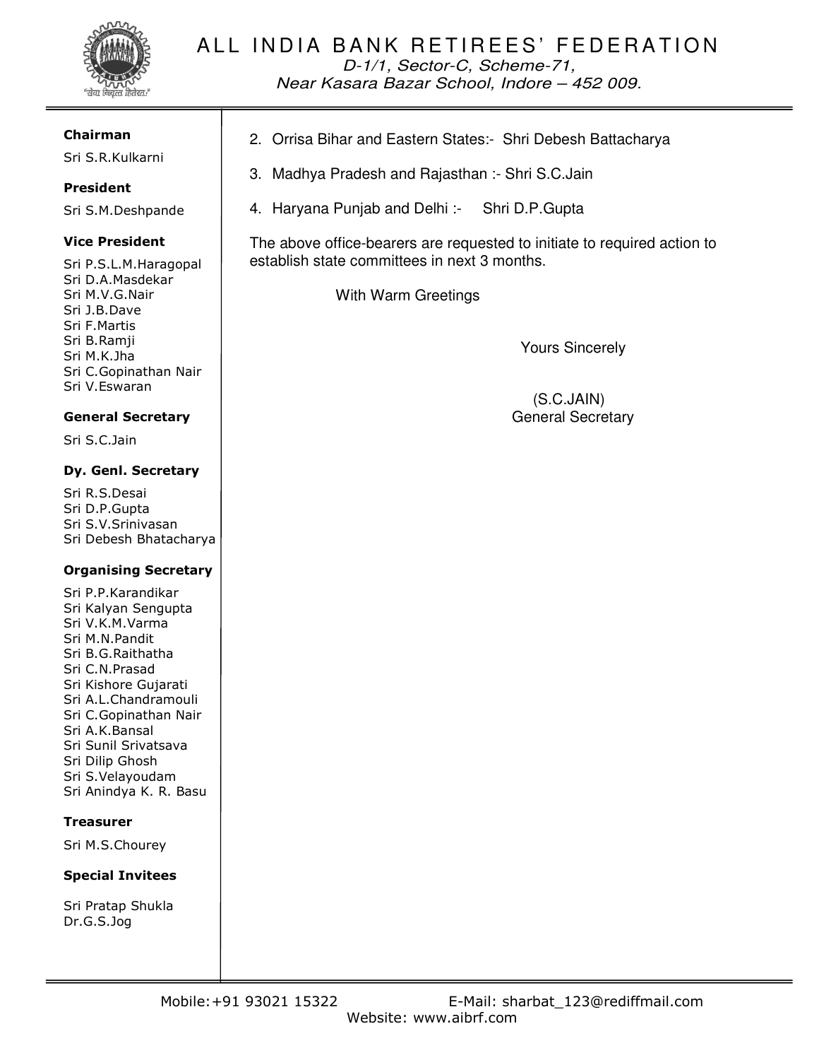# ALL INDIA BANK RETIREES' FEDERATION

*D-1/1, Sector-C, Scheme-71,*
*Near Kasara Bazar School, Indore – 452 009.*

"सेवा निवृत्त हितेरत:"

**Chairman**
Sri S.R.Kulkarni

**President**
Sri S.M.Deshpande

**Vice President**
Sri P.S.L.M.Haragopal
Sri D.A.Masdekar
Sri M.V.G.Nair
Sri J.B.Dave
Sri F.Martis
Sri B.Ramji
Sri M.K.Jha
Sri C.Gopinathan Nair
Sri V.Eswaran

**General Secretary**
Sri S.C.Jain

**Dy. Genl. Secretary**
Sri R.S.Desai
Sri D.P.Gupta
Sri S.V.Srinivasan
Sri Debesh Bhatacharya

**Organising Secretary**
Sri P.P.Karandikar
Sri Kalyan Sengupta
Sri V.K.M.Varma
Sri M.N.Pandit
Sri B.G.Raithatha
Sri C.N.Prasad
Sri Kishore Gujarati
Sri A.L.Chandramouli
Sri C.Gopinathan Nair
Sri A.K.Bansal
Sri Sunil Srivatsava
Sri Dilip Ghosh
Sri S.Velayoudam
Sri Anindya K. R. Basu

**Treasurer**
Sri M.S.Chourey

**Special Invitees**
Sri Pratap Shukla
Dr.G.S.Jog

2. Orrisa Bihar and Eastern States:- Shri Debesh Battacharya
3. Madhya Pradesh and Rajasthan :- Shri S.C.Jain
4. Haryana Punjab and Delhi :- Shri D.P.Gupta

The above office-bearers are requested to initiate to required action to establish state committees in next 3 months.

With Warm Greetings

Yours Sincerely

(S.C.JAIN)
General Secretary

Mobile:+91 93021 15322 E-Mail: sharbat_123@rediffmail.com
Website: www.aibrf.com